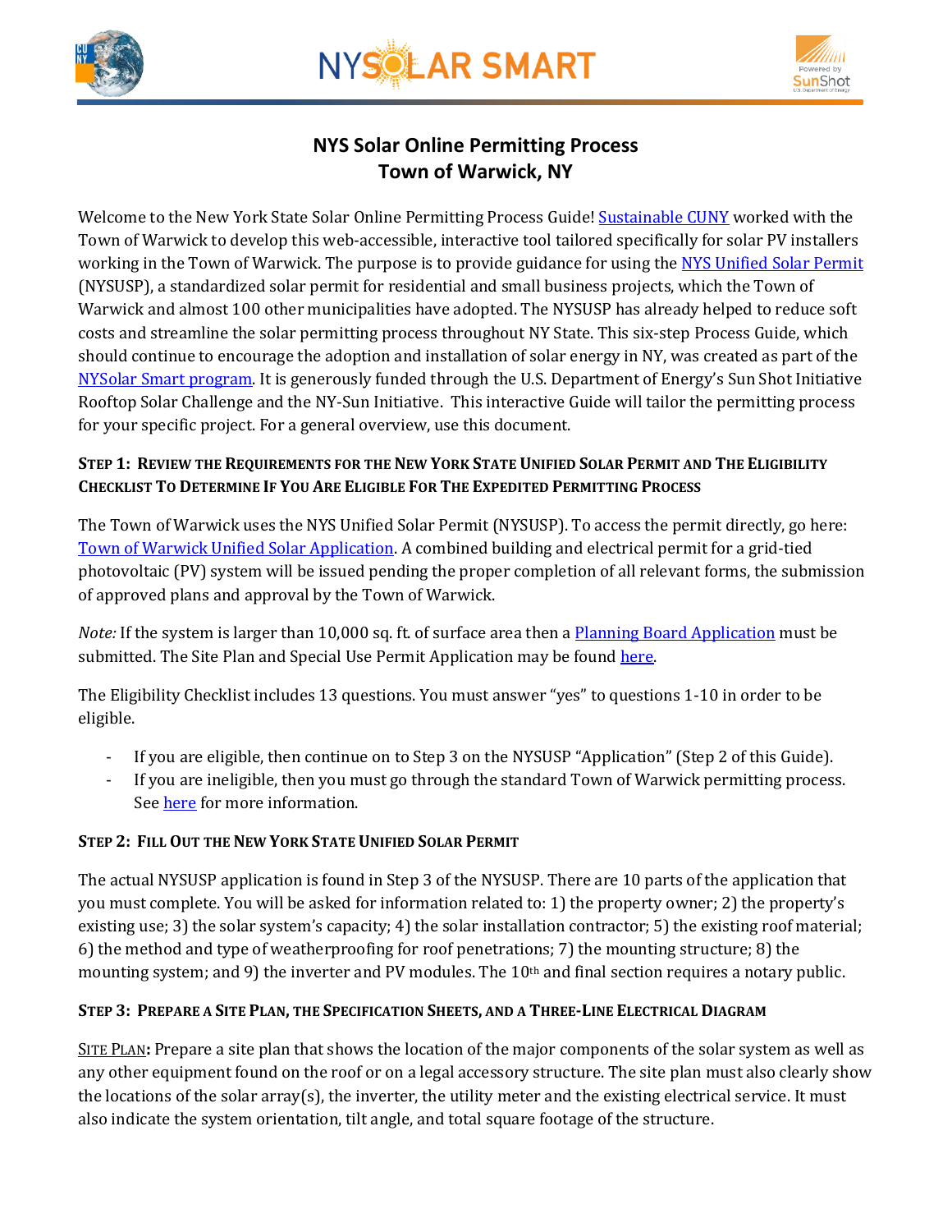# NYS Solar Online Permitting Process
## Town of Warwick, NY

Welcome to the New York State Solar Online Permitting Process Guide! Sustainable CUNY worked with the Town of Warwick to develop this web-accessible, interactive tool tailored specifically for solar PV installers working in the Town of Warwick. The purpose is to provide guidance for using the NYS Unified Solar Permit (NYSUSP), a standardized solar permit for residential and small business projects, which the Town of Warwick and almost 100 other municipalities have adopted. The NYSUSP has already helped to reduce soft costs and streamline the solar permitting process throughout NY State. This six-step Process Guide, which should continue to encourage the adoption and installation of solar energy in NY, was created as part of the NYSolar Smart program. It is generously funded through the U.S. Department of Energy's Sun Shot Initiative Rooftop Solar Challenge and the NY-Sun Initiative. This interactive Guide will tailor the permitting process for your specific project. For a general overview, use this document.

### Step 1: Review the Requirements for the New York State Unified Solar Permit and The Eligibility Checklist To Determine If You Are Eligible For The Expedited Permitting Process

The Town of Warwick uses the NYS Unified Solar Permit (NYSUSP). To access the permit directly, go here: Town of Warwick Unified Solar Application. A combined building and electrical permit for a grid-tied photovoltaic (PV) system will be issued pending the proper completion of all relevant forms, the submission of approved plans and approval by the Town of Warwick.

*Note:* If the system is larger than 10,000 sq. ft. of surface area then a Planning Board Application must be submitted. The Site Plan and Special Use Permit Application may be found here.

The Eligibility Checklist includes 13 questions. You must answer "yes" to questions 1-10 in order to be eligible.

- If you are eligible, then continue on to Step 3 on the NYSUSP "Application" (Step 2 of this Guide).
- If you are ineligible, then you must go through the standard Town of Warwick permitting process. See here for more information.

### Step 2: Fill Out the New York State Unified Solar Permit

The actual NYSUSP application is found in Step 3 of the NYSUSP. There are 10 parts of the application that you must complete. You will be asked for information related to: 1) the property owner; 2) the property's existing use; 3) the solar system's capacity; 4) the solar installation contractor; 5) the existing roof material; 6) the method and type of weatherproofing for roof penetrations; 7) the mounting structure; 8) the mounting system; and 9) the inverter and PV modules. The 10th and final section requires a notary public.

### Step 3: Prepare a Site Plan, the Specification Sheets, and a Three-Line Electrical Diagram

Site Plan**:** Prepare a site plan that shows the location of the major components of the solar system as well as any other equipment found on the roof or on a legal accessory structure. The site plan must also clearly show the locations of the solar array(s), the inverter, the utility meter and the existing electrical service. It must also indicate the system orientation, tilt angle, and total square footage of the structure.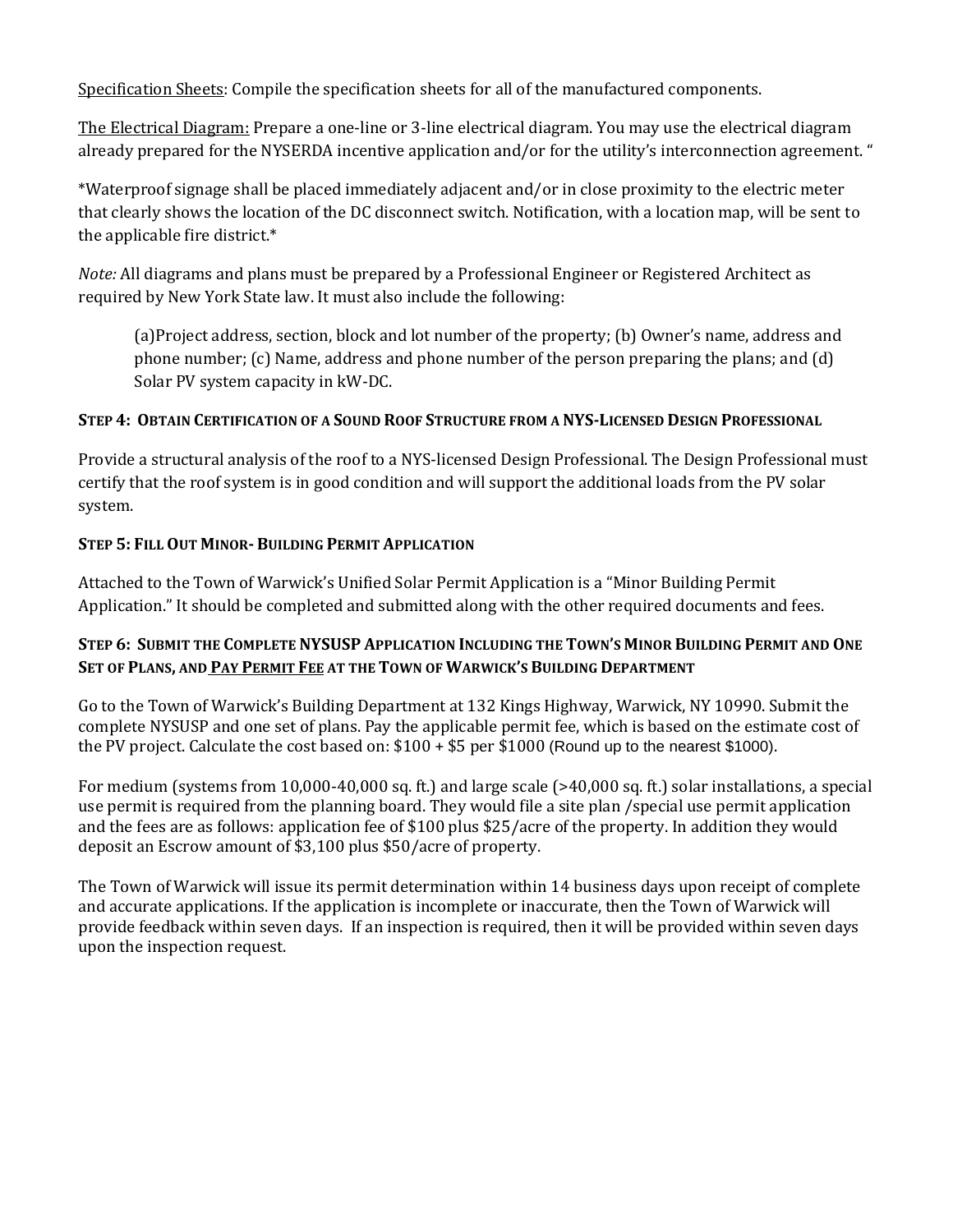<u>Specification Sheets</u>: Compile the specification sheets for all of the manufactured components.

<u>The Electrical Diagram:</u> Prepare a one-line or 3-line electrical diagram. You may use the electrical diagram already prepared for the NYSERDA incentive application and/or for the utility's interconnection agreement. "

*Waterproof signage shall be placed immediately adjacent and/or in close proximity to the electric meter that clearly shows the location of the DC disconnect switch. Notification, with a location map, will be sent to the applicable fire district.*

*Note:* All diagrams and plans must be prepared by a Professional Engineer or Registered Architect as required by New York State law. It must also include the following:

> (a)Project address, section, block and lot number of the property; (b) Owner's name, address and phone number; (c) Name, address and phone number of the person preparing the plans; and (d) Solar PV system capacity in kW-DC.

**STEP 4: OBTAIN CERTIFICATION OF A SOUND ROOF STRUCTURE FROM A NYS-LICENSED DESIGN PROFESSIONAL**

Provide a structural analysis of the roof to a NYS-licensed Design Professional. The Design Professional must certify that the roof system is in good condition and will support the additional loads from the PV solar system.

**STEP 5: FILL OUT MINOR- BUILDING PERMIT APPLICATION**

Attached to the Town of Warwick's Unified Solar Permit Application is a "Minor Building Permit Application." It should be completed and submitted along with the other required documents and fees.

**STEP 6: SUBMIT THE COMPLETE NYSUSP APPLICATION INCLUDING THE TOWN'S MINOR BUILDING PERMIT AND ONE SET OF PLANS, AND <u>PAY PERMIT FEE</u> AT THE TOWN OF WARWICK'S BUILDING DEPARTMENT**

Go to the Town of Warwick's Building Department at 132 Kings Highway, Warwick, NY 10990. Submit the complete NYSUSP and one set of plans. Pay the applicable permit fee, which is based on the estimate cost of the PV project. Calculate the cost based on: $100 + $5 per $1000 (Round up to the nearest $1000).

For medium (systems from 10,000-40,000 sq. ft.) and large scale (>40,000 sq. ft.) solar installations, a special use permit is required from the planning board. They would file a site plan /special use permit application and the fees are as follows: application fee of $100 plus $25/acre of the property. In addition they would deposit an Escrow amount of $3,100 plus $50/acre of property.

The Town of Warwick will issue its permit determination within 14 business days upon receipt of complete and accurate applications. If the application is incomplete or inaccurate, then the Town of Warwick will provide feedback within seven days. If an inspection is required, then it will be provided within seven days upon the inspection request.